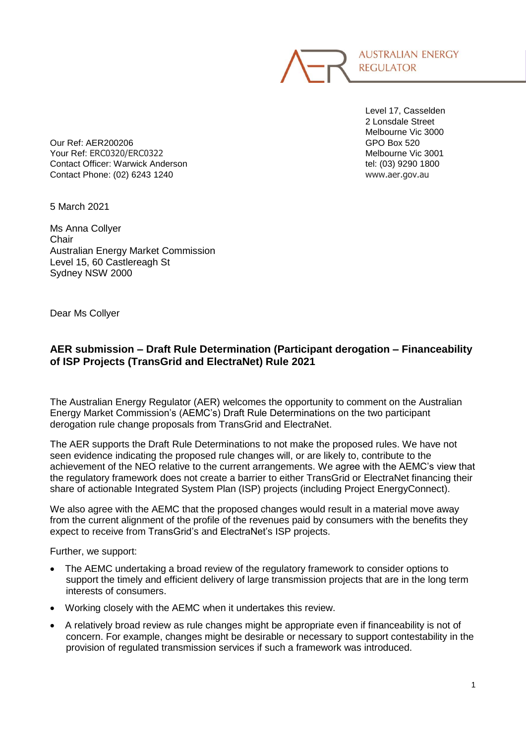AUSTRALIAN ENERGY REGULATOR

Level 17, Casselden
2 Lonsdale Street
Melbourne Vic 3000
GPO Box 520
Melbourne Vic 3001
tel: (03) 9290 1800
www.aer.gov.au

Our Ref: AER200206
Your Ref: ERC0320/ERC0322
Contact Officer: Warwick Anderson
Contact Phone: (02) 6243 1240

5 March 2021

Ms Anna Collyer
Chair
Australian Energy Market Commission
Level 15, 60 Castlereagh St
Sydney NSW 2000

Dear Ms Collyer

**AER submission – Draft Rule Determination (Participant derogation – Financeability of ISP Projects (TransGrid and ElectraNet) Rule 2021**

The Australian Energy Regulator (AER) welcomes the opportunity to comment on the Australian Energy Market Commission's (AEMC's) Draft Rule Determinations on the two participant derogation rule change proposals from TransGrid and ElectraNet.

The AER supports the Draft Rule Determinations to not make the proposed rules. We have not seen evidence indicating the proposed rule changes will, or are likely to, contribute to the achievement of the NEO relative to the current arrangements. We agree with the AEMC's view that the regulatory framework does not create a barrier to either TransGrid or ElectraNet financing their share of actionable Integrated System Plan (ISP) projects (including Project EnergyConnect).

We also agree with the AEMC that the proposed changes would result in a material move away from the current alignment of the profile of the revenues paid by consumers with the benefits they expect to receive from TransGrid's and ElectraNet's ISP projects.

Further, we support:

- The AEMC undertaking a broad review of the regulatory framework to consider options to support the timely and efficient delivery of large transmission projects that are in the long term interests of consumers.
- Working closely with the AEMC when it undertakes this review.
- A relatively broad review as rule changes might be appropriate even if financeability is not of concern. For example, changes might be desirable or necessary to support contestability in the provision of regulated transmission services if such a framework was introduced.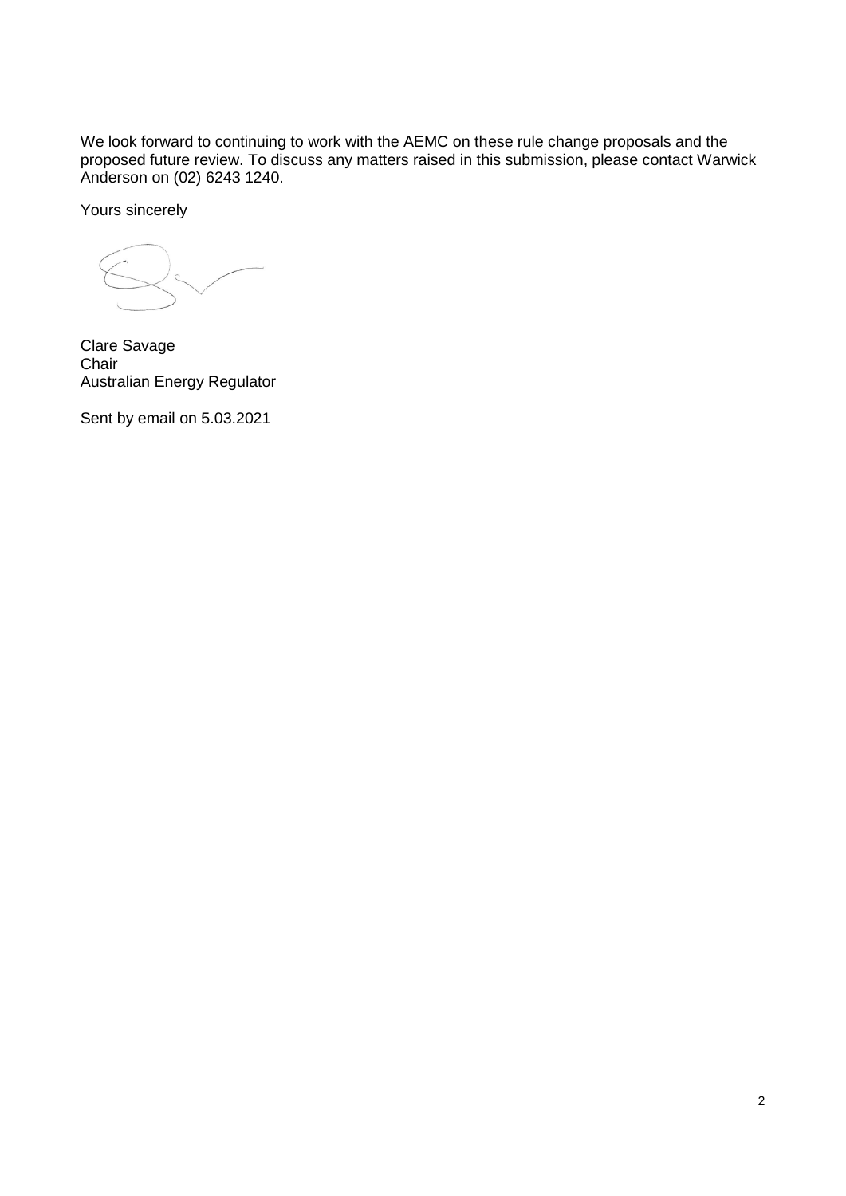We look forward to continuing to work with the AEMC on these rule change proposals and the proposed future review. To discuss any matters raised in this submission, please contact Warwick Anderson on (02) 6243 1240.

Yours sincerely

Clare Savage
Chair
Australian Energy Regulator

Sent by email on 5.03.2021